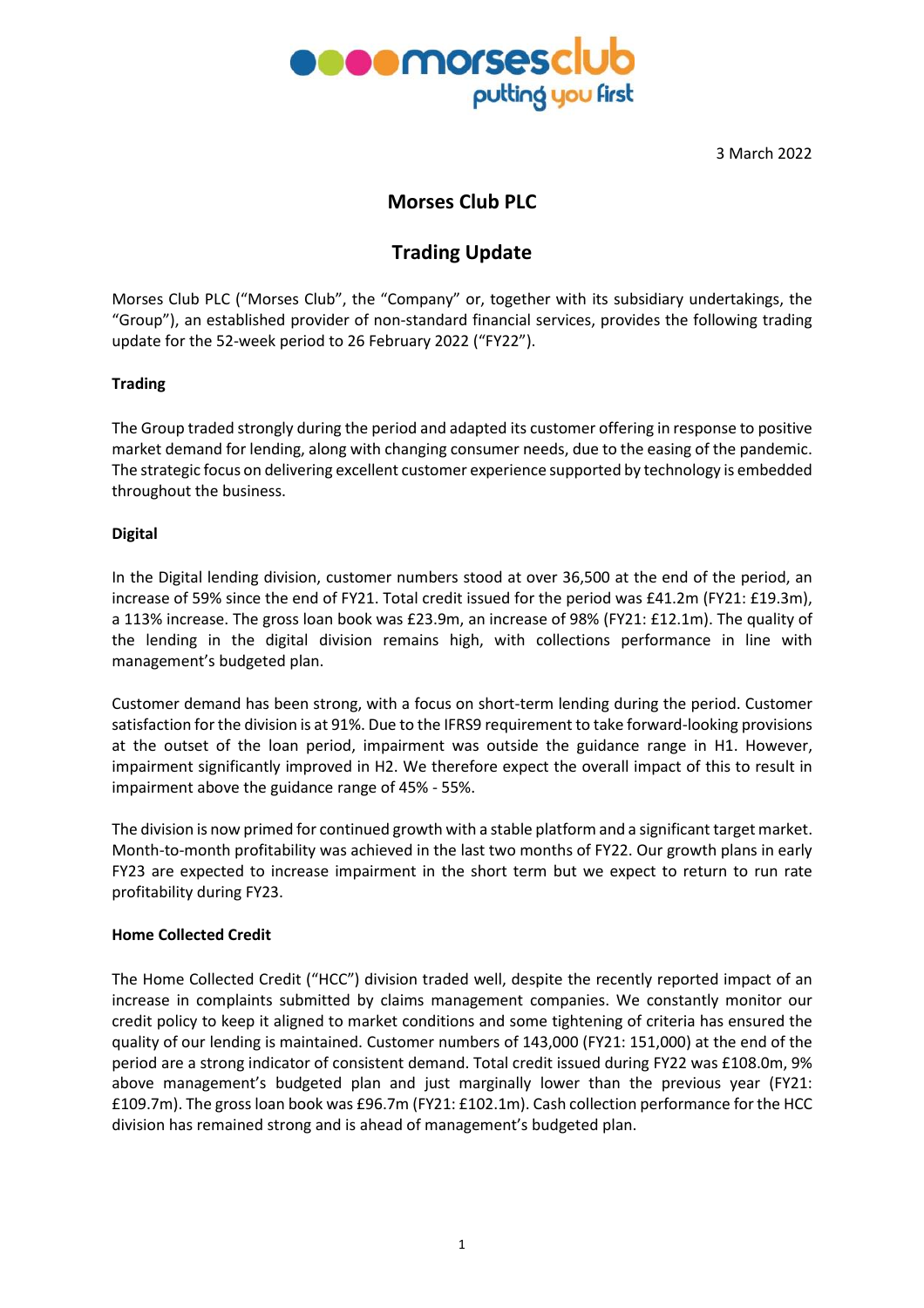3 March 2022

# Morses Club PLC

## Trading Update

Morses Club PLC ("Morses Club", the "Company" or, together with its subsidiary undertakings, the "Group"), an established provider of non-standard financial services, provides the following trading update for the 52-week period to 26 February 2022 ("FY22").

**Trading**

The Group traded strongly during the period and adapted its customer offering in response to positive market demand for lending, along with changing consumer needs, due to the easing of the pandemic. The strategic focus on delivering excellent customer experience supported by technology is embedded throughout the business.

**Digital**

In the Digital lending division, customer numbers stood at over 36,500 at the end of the period, an increase of 59% since the end of FY21. Total credit issued for the period was £41.2m (FY21: £19.3m), a 113% increase. The gross loan book was £23.9m, an increase of 98% (FY21: £12.1m). The quality of the lending in the digital division remains high, with collections performance in line with management's budgeted plan.

Customer demand has been strong, with a focus on short-term lending during the period. Customer satisfaction for the division is at 91%. Due to the IFRS9 requirement to take forward-looking provisions at the outset of the loan period, impairment was outside the guidance range in H1. However, impairment significantly improved in H2. We therefore expect the overall impact of this to result in impairment above the guidance range of 45% - 55%.

The division is now primed for continued growth with a stable platform and a significant target market. Month-to-month profitability was achieved in the last two months of FY22. Our growth plans in early FY23 are expected to increase impairment in the short term but we expect to return to run rate profitability during FY23.

**Home Collected Credit**

The Home Collected Credit ("HCC") division traded well, despite the recently reported impact of an increase in complaints submitted by claims management companies. We constantly monitor our credit policy to keep it aligned to market conditions and some tightening of criteria has ensured the quality of our lending is maintained. Customer numbers of 143,000 (FY21: 151,000) at the end of the period are a strong indicator of consistent demand. Total credit issued during FY22 was £108.0m, 9% above management's budgeted plan and just marginally lower than the previous year (FY21: £109.7m). The gross loan book was £96.7m (FY21: £102.1m). Cash collection performance for the HCC division has remained strong and is ahead of management's budgeted plan.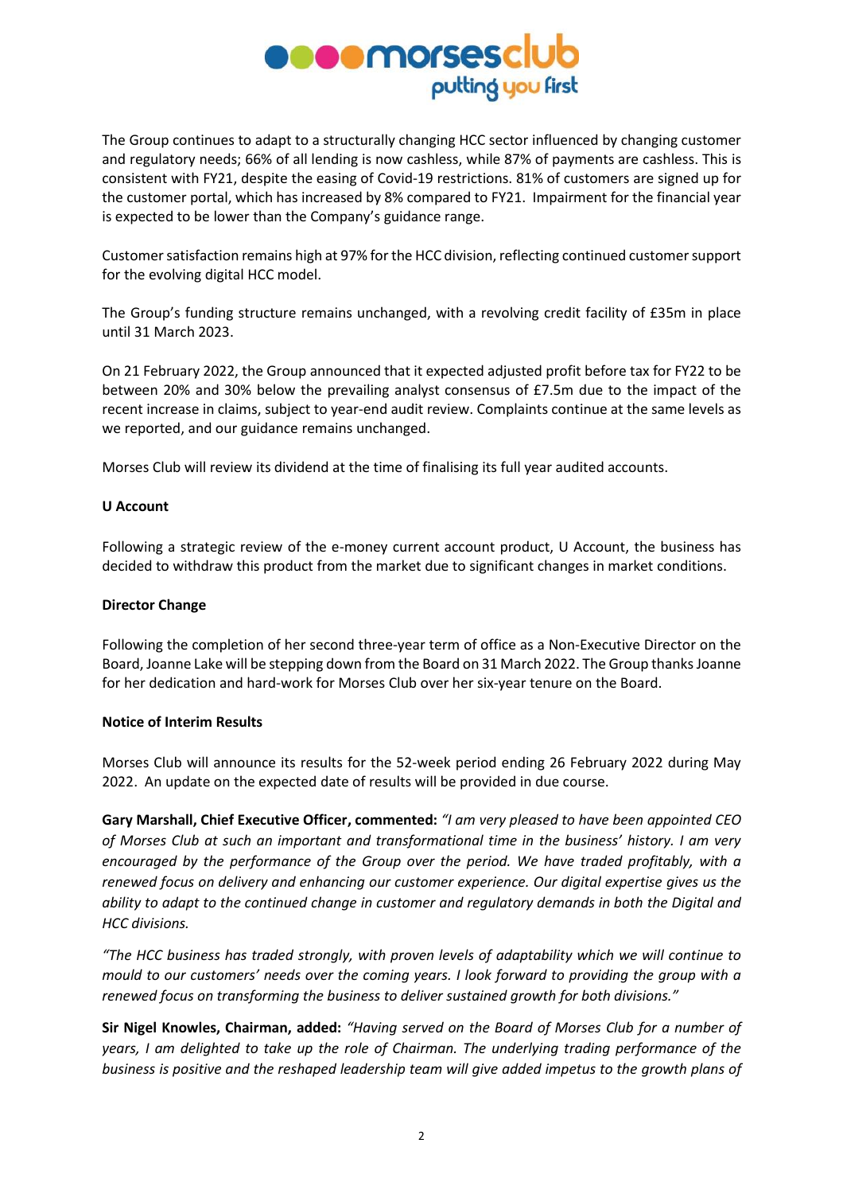The Group continues to adapt to a structurally changing HCC sector influenced by changing customer and regulatory needs; 66% of all lending is now cashless, while 87% of payments are cashless. This is consistent with FY21, despite the easing of Covid-19 restrictions. 81% of customers are signed up for the customer portal, which has increased by 8% compared to FY21. Impairment for the financial year is expected to be lower than the Company's guidance range.

Customer satisfaction remains high at 97% for the HCC division, reflecting continued customer support for the evolving digital HCC model.

The Group's funding structure remains unchanged, with a revolving credit facility of £35m in place until 31 March 2023.

On 21 February 2022, the Group announced that it expected adjusted profit before tax for FY22 to be between 20% and 30% below the prevailing analyst consensus of £7.5m due to the impact of the recent increase in claims, subject to year-end audit review. Complaints continue at the same levels as we reported, and our guidance remains unchanged.

Morses Club will review its dividend at the time of finalising its full year audited accounts.

**U Account**

Following a strategic review of the e-money current account product, U Account, the business has decided to withdraw this product from the market due to significant changes in market conditions.

**Director Change**

Following the completion of her second three-year term of office as a Non-Executive Director on the Board, Joanne Lake will be stepping down from the Board on 31 March 2022. The Group thanks Joanne for her dedication and hard-work for Morses Club over her six-year tenure on the Board.

**Notice of Interim Results**

Morses Club will announce its results for the 52-week period ending 26 February 2022 during May 2022. An update on the expected date of results will be provided in due course.

**Gary Marshall, Chief Executive Officer, commented:** *"I am very pleased to have been appointed CEO of Morses Club at such an important and transformational time in the business' history. I am very encouraged by the performance of the Group over the period. We have traded profitably, with a renewed focus on delivery and enhancing our customer experience. Our digital expertise gives us the ability to adapt to the continued change in customer and regulatory demands in both the Digital and HCC divisions.*

*"The HCC business has traded strongly, with proven levels of adaptability which we will continue to mould to our customers' needs over the coming years. I look forward to providing the group with a renewed focus on transforming the business to deliver sustained growth for both divisions."*

**Sir Nigel Knowles, Chairman, added:** *"Having served on the Board of Morses Club for a number of years, I am delighted to take up the role of Chairman. The underlying trading performance of the business is positive and the reshaped leadership team will give added impetus to the growth plans of*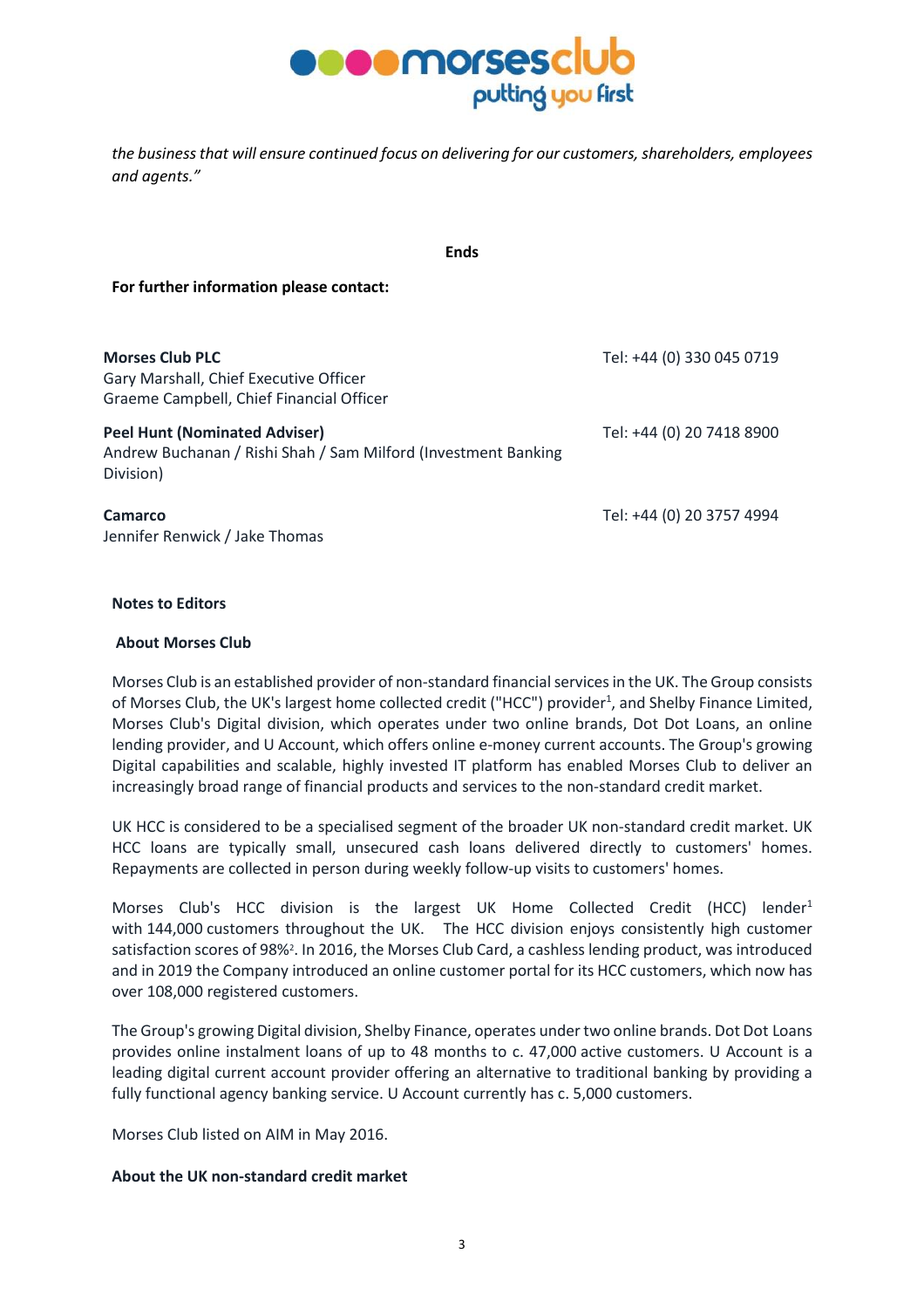*the business that will ensure continued focus on delivering for our customers, shareholders, employees and agents."*

**Ends**

**For further information please contact:**

| | |
|---|---|
| **Morses Club PLC**<br>Gary Marshall, Chief Executive Officer<br>Graeme Campbell, Chief Financial Officer | Tel: +44 (0) 330 045 0719 |
| **Peel Hunt (Nominated Adviser)**<br>Andrew Buchanan / Rishi Shah / Sam Milford (Investment Banking Division) | Tel: +44 (0) 20 7418 8900 |
| **Camarco**<br>Jennifer Renwick / Jake Thomas | Tel: +44 (0) 20 3757 4994 |

**Notes to Editors**

**About Morses Club**

Morses Club is an established provider of non-standard financial services in the UK. The Group consists of Morses Club, the UK's largest home collected credit ("HCC") provider[1], and Shelby Finance Limited, Morses Club's Digital division, which operates under two online brands, Dot Dot Loans, an online lending provider, and U Account, which offers online e-money current accounts. The Group's growing Digital capabilities and scalable, highly invested IT platform has enabled Morses Club to deliver an increasingly broad range of financial products and services to the non-standard credit market.

UK HCC is considered to be a specialised segment of the broader UK non-standard credit market. UK HCC loans are typically small, unsecured cash loans delivered directly to customers' homes. Repayments are collected in person during weekly follow-up visits to customers' homes.

Morses Club's HCC division is the largest UK Home Collected Credit (HCC) lender[1] with 144,000 customers throughout the UK. The HCC division enjoys consistently high customer satisfaction scores of 98%[2]. In 2016, the Morses Club Card, a cashless lending product, was introduced and in 2019 the Company introduced an online customer portal for its HCC customers, which now has over 108,000 registered customers.

The Group's growing Digital division, Shelby Finance, operates under two online brands. Dot Dot Loans provides online instalment loans of up to 48 months to c. 47,000 active customers. U Account is a leading digital current account provider offering an alternative to traditional banking by providing a fully functional agency banking service. U Account currently has c. 5,000 customers.

Morses Club listed on AIM in May 2016.

**About the UK non-standard credit market**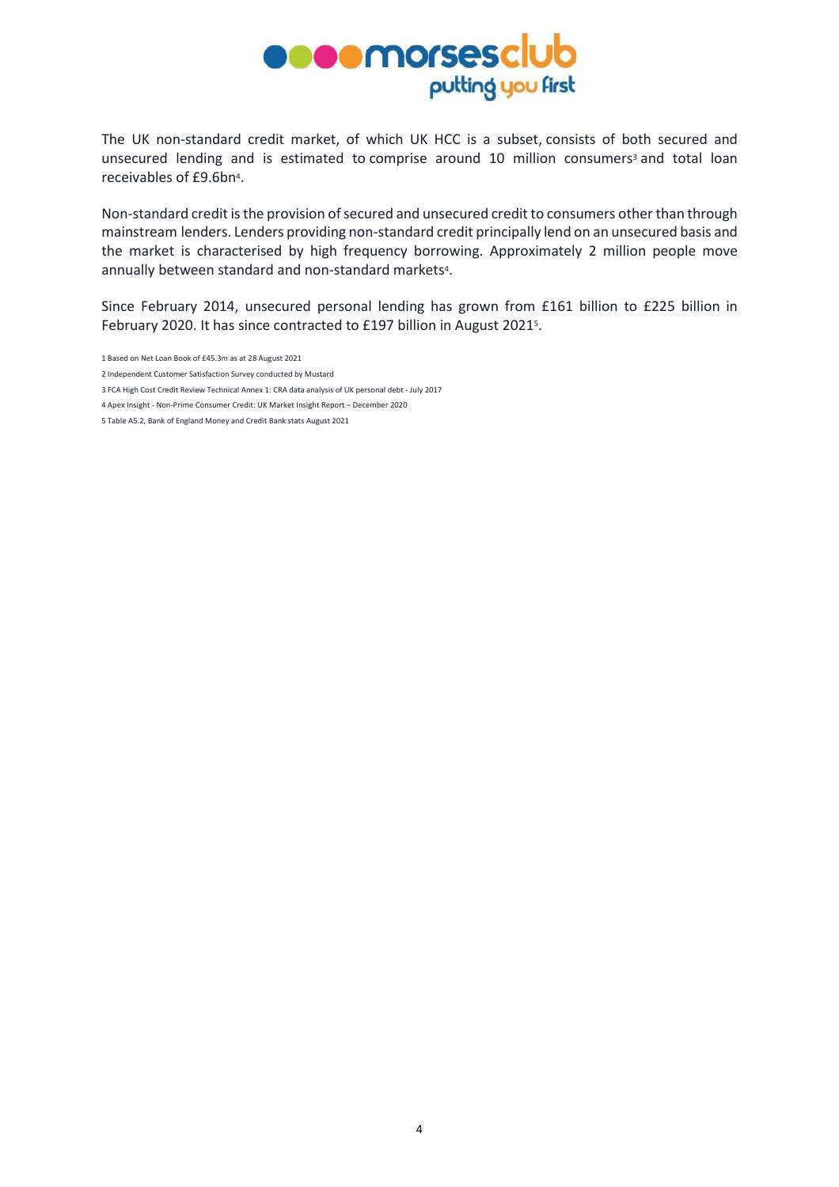The UK non-standard credit market, of which UK HCC is a subset, consists of both secured and unsecured lending and is estimated to comprise around 10 million consumers[3] and total loan receivables of £9.6bn[4].

Non-standard credit is the provision of secured and unsecured credit to consumers other than through mainstream lenders. Lenders providing non-standard credit principally lend on an unsecured basis and the market is characterised by high frequency borrowing. Approximately 2 million people move annually between standard and non-standard markets[4].

Since February 2014, unsecured personal lending has grown from £161 billion to £225 billion in February 2020. It has since contracted to £197 billion in August 2021[5].

1 Based on Net Loan Book of £45.3m as at 28 August 2021

2 Independent Customer Satisfaction Survey conducted by Mustard

3 FCA High Cost Credit Review Technical Annex 1: CRA data analysis of UK personal debt - July 2017

4 Apex Insight - Non-Prime Consumer Credit: UK Market Insight Report – December 2020

5 Table A5.2, Bank of England Money and Credit Bank stats August 2021